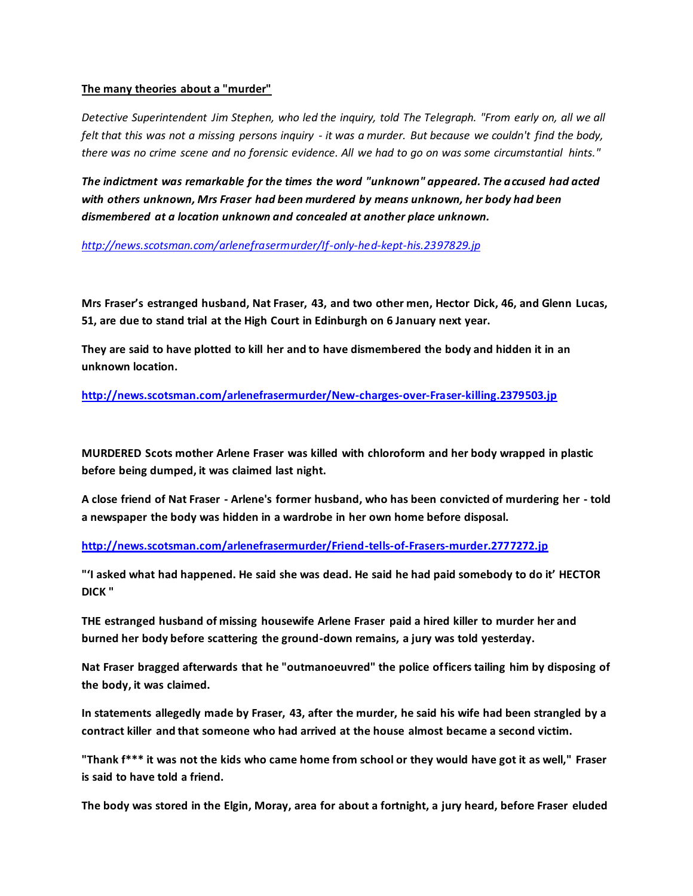**The many theories about a "murder"**

*Detective Superintendent Jim Stephen, who led the inquiry, told The Telegraph. "From early on, all we all felt that this was not a missing persons inquiry - it was a murder. But because we couldn't find the body, there was no crime scene and no forensic evidence. All we had to go on was some circumstantial hints."*

***The indictment was remarkable for the times the word "unknown" appeared. The accused had acted with others unknown, Mrs Fraser had been murdered by means unknown, her body had been dismembered at a location unknown and concealed at another place unknown.***

*http://news.scotsman.com/arlenefrasermurder/If-only-hed-kept-his.2397829.jp*

**Mrs Fraser's estranged husband, Nat Fraser, 43, and two other men, Hector Dick, 46, and Glenn Lucas, 51, are due to stand trial at the High Court in Edinburgh on 6 January next year.**

**They are said to have plotted to kill her and to have dismembered the body and hidden it in an unknown location.**

**http://news.scotsman.com/arlenefrasermurder/New-charges-over-Fraser-killing.2379503.jp**

**MURDERED Scots mother Arlene Fraser was killed with chloroform and her body wrapped in plastic before being dumped, it was claimed last night.**

**A close friend of Nat Fraser - Arlene's former husband, who has been convicted of murdering her - told a newspaper the body was hidden in a wardrobe in her own home before disposal.**

**http://news.scotsman.com/arlenefrasermurder/Friend-tells-of-Frasers-murder.2777272.jp**

**"'I asked what had happened. He said she was dead. He said he had paid somebody to do it' HECTOR DICK "**

**THE estranged husband of missing housewife Arlene Fraser paid a hired killer to murder her and burned her body before scattering the ground-down remains, a jury was told yesterday.**

**Nat Fraser bragged afterwards that he "outmanoeuvred" the police officers tailing him by disposing of the body, it was claimed.**

**In statements allegedly made by Fraser, 43, after the murder, he said his wife had been strangled by a contract killer and that someone who had arrived at the house almost became a second victim.**

**"Thank f\*\*\* it was not the kids who came home from school or they would have got it as well," Fraser is said to have told a friend.**

**The body was stored in the Elgin, Moray, area for about a fortnight, a jury heard, before Fraser eluded**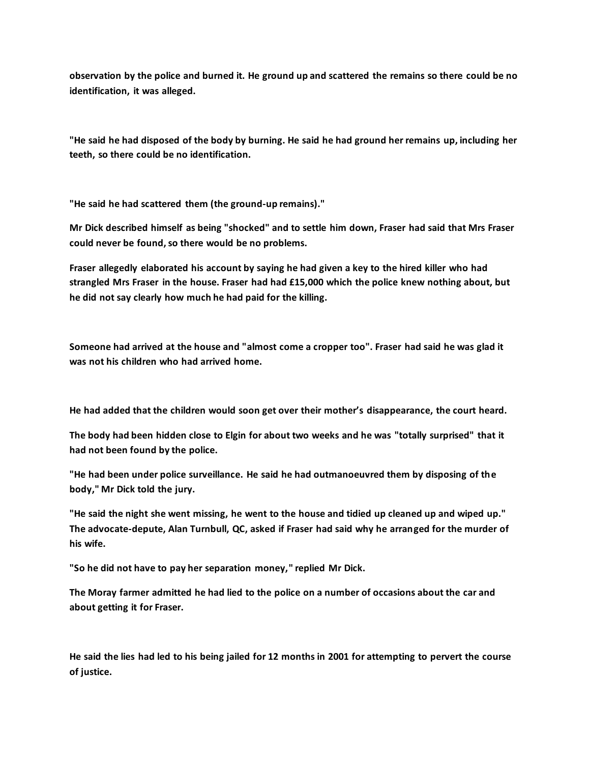**observation by the police and burned it. He ground up and scattered the remains so there could be no identification, it was alleged.**

**"He said he had disposed of the body by burning. He said he had ground her remains up, including her teeth, so there could be no identification.**

**"He said he had scattered them (the ground-up remains)."**

**Mr Dick described himself as being "shocked" and to settle him down, Fraser had said that Mrs Fraser could never be found, so there would be no problems.**

**Fraser allegedly elaborated his account by saying he had given a key to the hired killer who had strangled Mrs Fraser in the house. Fraser had had £15,000 which the police knew nothing about, but he did not say clearly how much he had paid for the killing.**

**Someone had arrived at the house and "almost come a cropper too". Fraser had said he was glad it was not his children who had arrived home.**

**He had added that the children would soon get over their mother's disappearance, the court heard.**

**The body had been hidden close to Elgin for about two weeks and he was "totally surprised" that it had not been found by the police.**

**"He had been under police surveillance. He said he had outmanoeuvred them by disposing of the body," Mr Dick told the jury.**

**"He said the night she went missing, he went to the house and tidied up cleaned up and wiped up." The advocate-depute, Alan Turnbull, QC, asked if Fraser had said why he arranged for the murder of his wife.**

**"So he did not have to pay her separation money," replied Mr Dick.**

**The Moray farmer admitted he had lied to the police on a number of occasions about the car and about getting it for Fraser.**

**He said the lies had led to his being jailed for 12 months in 2001 for attempting to pervert the course of justice.**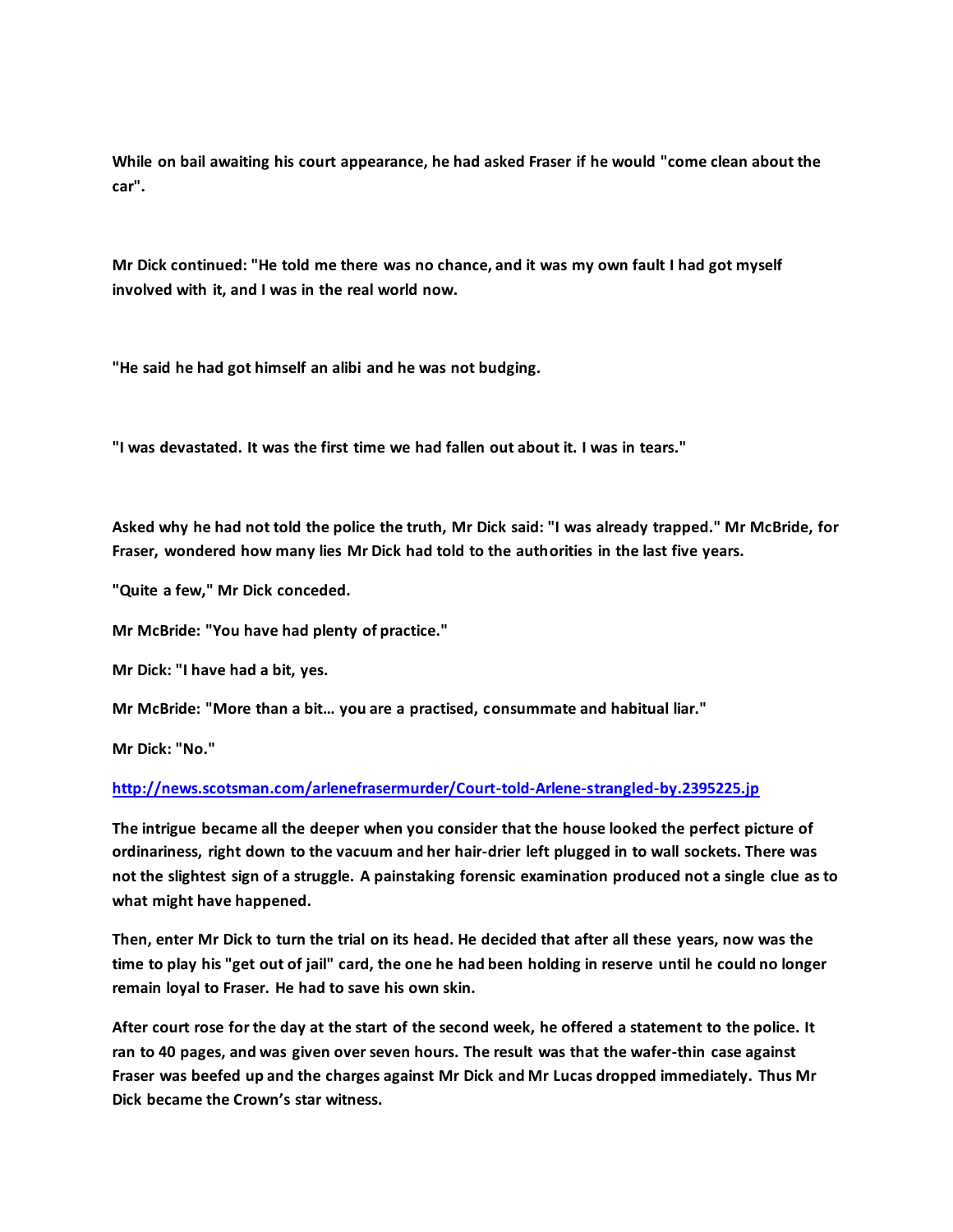**While on bail awaiting his court appearance, he had asked Fraser if he would "come clean about the car".**

**Mr Dick continued: "He told me there was no chance, and it was my own fault I had got myself involved with it, and I was in the real world now.**

**"He said he had got himself an alibi and he was not budging.**

**"I was devastated. It was the first time we had fallen out about it. I was in tears."**

**Asked why he had not told the police the truth, Mr Dick said: "I was already trapped." Mr McBride, for Fraser, wondered how many lies Mr Dick had told to the authorities in the last five years.**

**"Quite a few," Mr Dick conceded.**

**Mr McBride: "You have had plenty of practice."**

**Mr Dick: "I have had a bit, yes.**

**Mr McBride: "More than a bit… you are a practised, consummate and habitual liar."**

**Mr Dick: "No."**

**[http://news.scotsman.com/arlenefrasermurder/Court-told-Arlene-strangled-by.2395225.jp](http://news.scotsman.com/arlenefrasermurder/Court-told-Arlene-strangled-by.2395225.jp)**

**The intrigue became all the deeper when you consider that the house looked the perfect picture of ordinariness, right down to the vacuum and her hair-drier left plugged in to wall sockets. There was not the slightest sign of a struggle. A painstaking forensic examination produced not a single clue as to what might have happened.**

**Then, enter Mr Dick to turn the trial on its head. He decided that after all these years, now was the time to play his "get out of jail" card, the one he had been holding in reserve until he could no longer remain loyal to Fraser. He had to save his own skin.**

**After court rose for the day at the start of the second week, he offered a statement to the police. It ran to 40 pages, and was given over seven hours. The result was that the wafer-thin case against Fraser was beefed up and the charges against Mr Dick and Mr Lucas dropped immediately. Thus Mr Dick became the Crown's star witness.**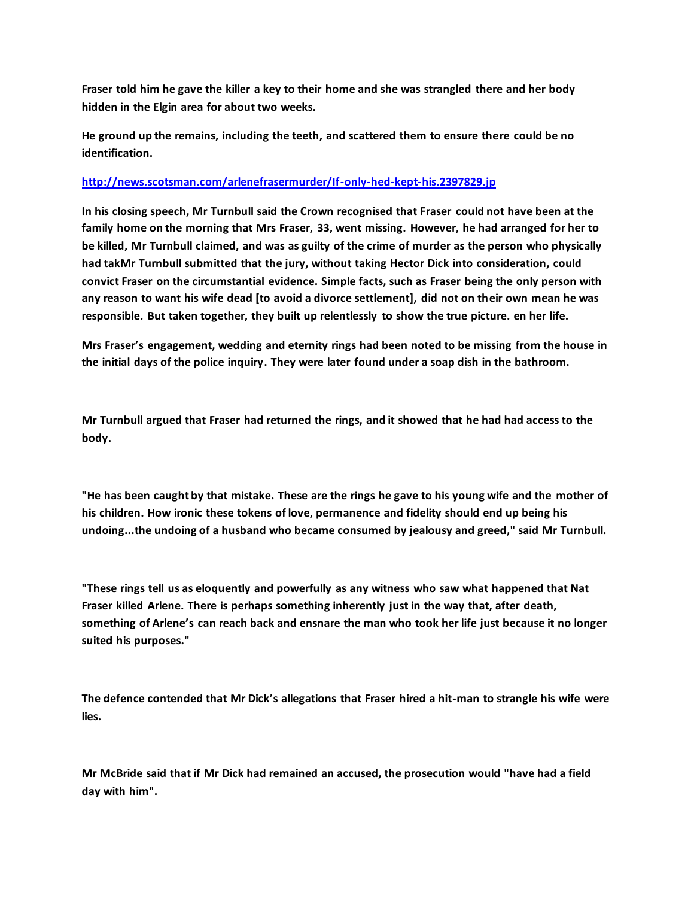**Fraser told him he gave the killer a key to their home and she was strangled there and her body hidden in the Elgin area for about two weeks.**

**He ground up the remains, including the teeth, and scattered them to ensure there could be no identification.**

**[http://news.scotsman.com/arlenefrasermurder/If-only-hed-kept-his.2397829.jp](http://news.scotsman.com/arlenefrasermurder/If-only-hed-kept-his.2397829.jp)**

**In his closing speech, Mr Turnbull said the Crown recognised that Fraser could not have been at the family home on the morning that Mrs Fraser, 33, went missing. However, he had arranged for her to be killed, Mr Turnbull claimed, and was as guilty of the crime of murder as the person who physically had takMr Turnbull submitted that the jury, without taking Hector Dick into consideration, could convict Fraser on the circumstantial evidence. Simple facts, such as Fraser being the only person with any reason to want his wife dead [to avoid a divorce settlement], did not on their own mean he was responsible. But taken together, they built up relentlessly to show the true picture. en her life.**

**Mrs Fraser's engagement, wedding and eternity rings had been noted to be missing from the house in the initial days of the police inquiry. They were later found under a soap dish in the bathroom.**

**Mr Turnbull argued that Fraser had returned the rings, and it showed that he had had access to the body.**

**"He has been caught by that mistake. These are the rings he gave to his young wife and the mother of his children. How ironic these tokens of love, permanence and fidelity should end up being his undoing...the undoing of a husband who became consumed by jealousy and greed," said Mr Turnbull.**

**"These rings tell us as eloquently and powerfully as any witness who saw what happened that Nat Fraser killed Arlene. There is perhaps something inherently just in the way that, after death, something of Arlene's can reach back and ensnare the man who took her life just because it no longer suited his purposes."**

**The defence contended that Mr Dick's allegations that Fraser hired a hit-man to strangle his wife were lies.**

**Mr McBride said that if Mr Dick had remained an accused, the prosecution would "have had a field day with him".**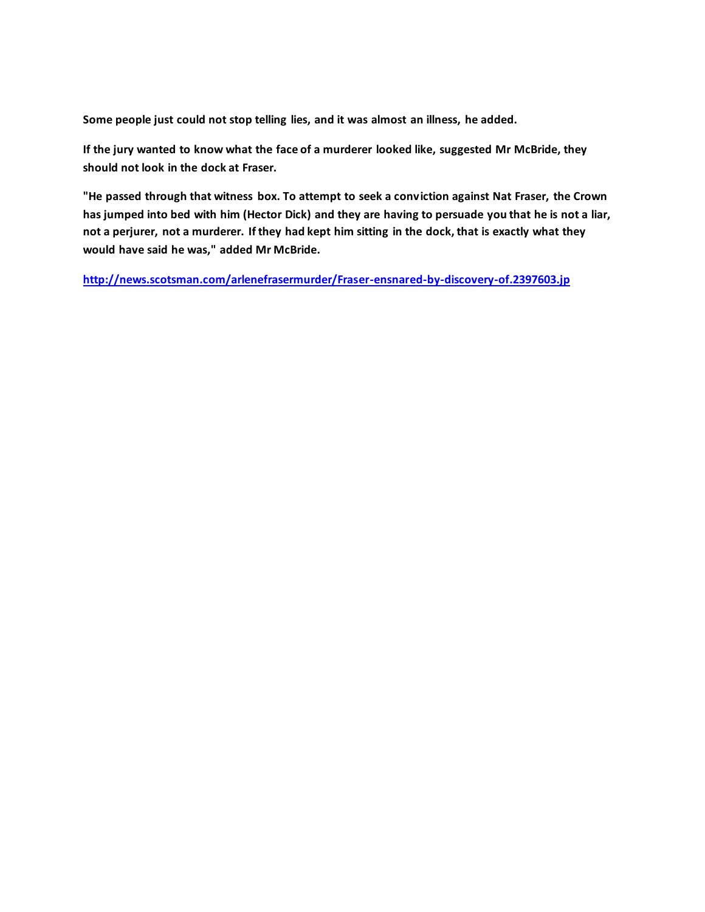**Some people just could not stop telling lies, and it was almost an illness, he added.**

**If the jury wanted to know what the face of a murderer looked like, suggested Mr McBride, they should not look in the dock at Fraser.**

**"He passed through that witness box. To attempt to seek a conviction against Nat Fraser, the Crown has jumped into bed with him (Hector Dick) and they are having to persuade you that he is not a liar, not a perjurer, not a murderer. If they had kept him sitting in the dock, that is exactly what they would have said he was," added Mr McBride.**

[http://news.scotsman.com/arlenefrasermurder/Fraser-ensnared-by-discovery-of.2397603.jp](http://news.scotsman.com/arlenefrasermurder/Fraser-ensnared-by-discovery-of.2397603.jp)